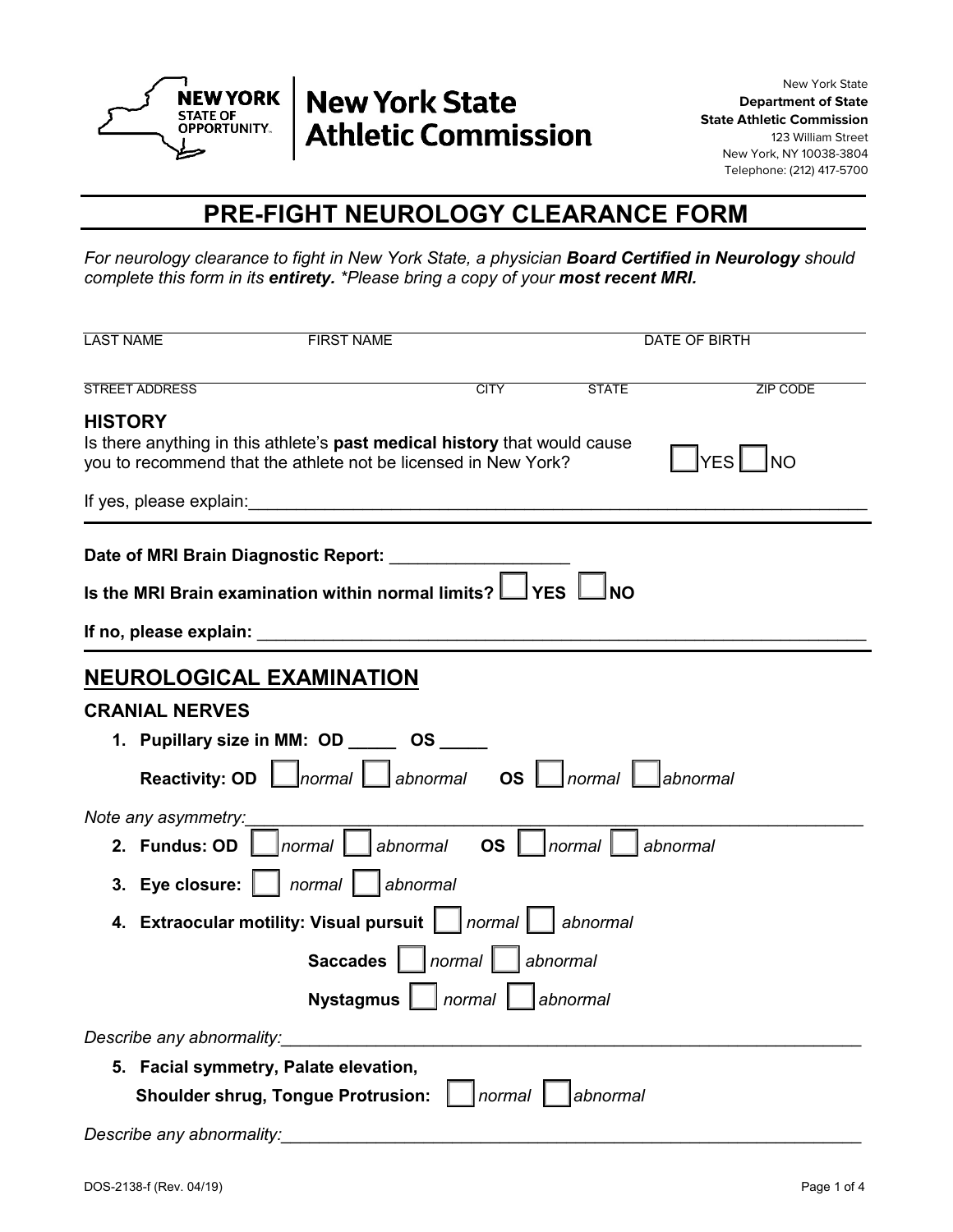New York State
**Department of State**
**State Athletic Commission**
123 William Street
New York, NY 10038-3804
Telephone: (212) 417-5700

NEW YORK STATE OF OPPORTUNITY. | New York State Athletic Commission

# PRE-FIGHT NEUROLOGY CLEARANCE FORM

*For neurology clearance to fight in New York State, a physician **Board Certified in Neurology** should complete this form in its **entirety.** \*Please bring a copy of your **most recent MRI.***

LAST NAME ______ FIRST NAME ______ DATE OF BIRTH ______

STREET ADDRESS ______ CITY ______ STATE ______ ZIP CODE ______

## HISTORY

Is there anything in this athlete's **past medical history** that would cause you to recommend that the athlete not be licensed in New York? ☐ YES ☐ NO

If yes, please explain:______________________________________________________________

**Date of MRI Brain Diagnostic Report:** __________________

**Is the MRI Brain examination within normal limits?** ☐ **YES** ☐ **NO**

**If no, please explain:** ______________________________________________________________

## NEUROLOGICAL EXAMINATION

### CRANIAL NERVES

1. **Pupillary size in MM: OD** _____ **OS** _____

   **Reactivity: OD** ☐ *normal* ☐ *abnormal* **OS** ☐ *normal* ☐ *abnormal*

*Note any asymmetry:*______________________________________________________________

2. **Fundus: OD** ☐ *normal* ☐ *abnormal* **OS** ☐ *normal* ☐ *abnormal*
3. **Eye closure:** ☐ *normal* ☐ *abnormal*
4. **Extraocular motility: Visual pursuit** ☐ *normal* ☐ *abnormal*

   **Saccades** ☐ *normal* ☐ *abnormal*

   **Nystagmus** ☐ *normal* ☐ *abnormal*

*Describe any abnormality:*______________________________________________________________

5. **Facial symmetry, Palate elevation, Shoulder shrug, Tongue Protrusion:** ☐ *normal* ☐ *abnormal*

*Describe any abnormality:*______________________________________________________________

DOS-2138-f (Rev. 04/19)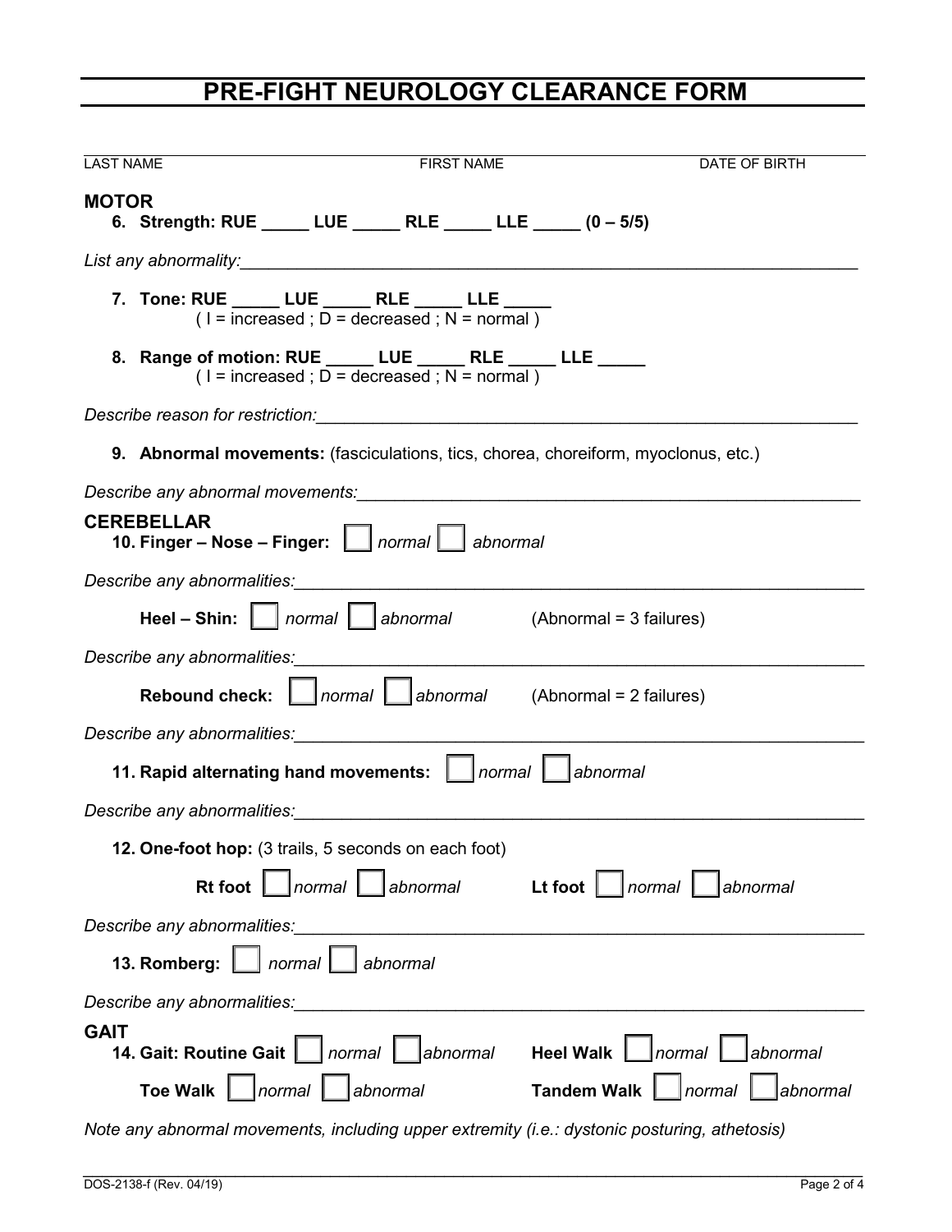# PRE-FIGHT NEUROLOGY CLEARANCE FORM

LAST NAME ______________________ FIRST NAME ______________________ DATE OF BIRTH ______________________

## MOTOR

6. **Strength: RUE _____ LUE _____ RLE _____ LLE _____ (0 – 5/5)**

*List any abnormality:*_______________________________________________

7. **Tone: RUE _____ LUE _____ RLE _____ LLE _____**
   ( I = increased ; D = decreased ; N = normal )

8. **Range of motion: RUE _____ LUE _____ RLE _____ LLE _____**
   ( I = increased ; D = decreased ; N = normal )

*Describe reason for restriction:*_______________________________________________

9. **Abnormal movements:** (fasciculations, tics, chorea, choreiform, myoclonus, etc.)

*Describe any abnormal movements:*_______________________________________________

## CEREBELLAR

10. **Finger – Nose – Finger:** ☐ *normal* ☐ *abnormal*

*Describe any abnormalities:*_______________________________________________

**Heel – Shin:** ☐ *normal* ☐ *abnormal* (Abnormal = 3 failures)

*Describe any abnormalities:*_______________________________________________

**Rebound check:** ☐ *normal* ☐ *abnormal* (Abnormal = 2 failures)

*Describe any abnormalities:*_______________________________________________

11. **Rapid alternating hand movements:** ☐ *normal* ☐ *abnormal*

*Describe any abnormalities:*_______________________________________________

12. **One-foot hop:** (3 trails, 5 seconds on each foot)

**Rt foot** ☐ *normal* ☐ *abnormal* **Lt foot** ☐ *normal* ☐ *abnormal*

*Describe any abnormalities:*_______________________________________________

13. **Romberg:** ☐ *normal* ☐ *abnormal*

*Describe any abnormalities:*_______________________________________________

## GAIT

14. **Gait: Routine Gait** ☐ *normal* ☐ *abnormal* **Heel Walk** ☐ *normal* ☐ *abnormal*

**Toe Walk** ☐ *normal* ☐ *abnormal* **Tandem Walk** ☐ *normal* ☐ *abnormal*

*Note any abnormal movements, including upper extremity (i.e.: dystonic posturing, athetosis)*

_______________________________________________

DOS-2138-f (Rev. 04/19)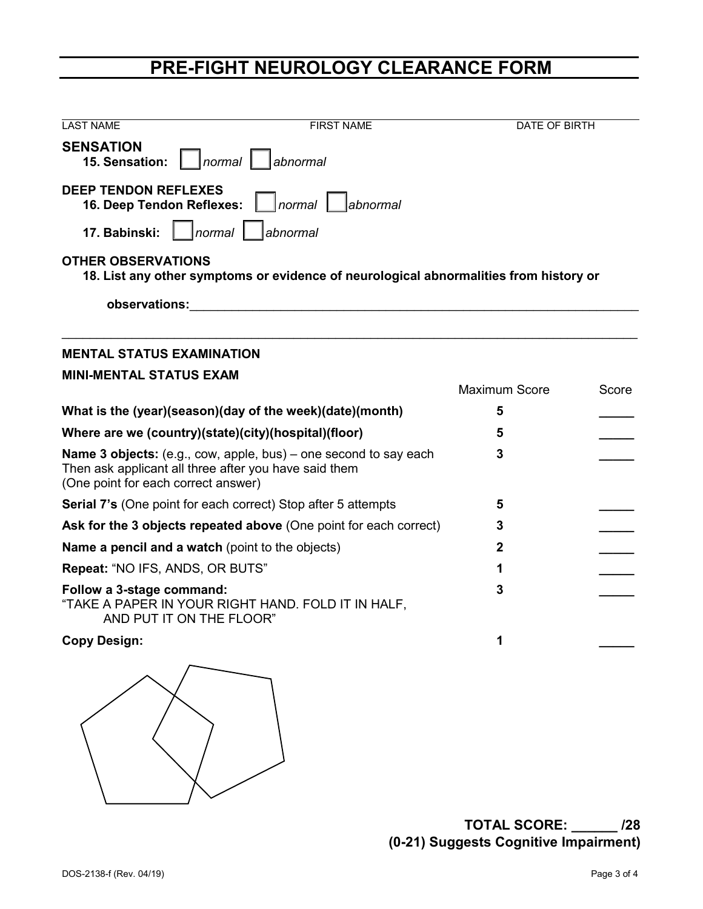# PRE-FIGHT NEUROLOGY CLEARANCE FORM

| LAST NAME | FIRST NAME | DATE OF BIRTH |
|---|---|---|
| | | |

**SENSATION**

**15. Sensation:** ☐ *normal* ☐ *abnormal*

**DEEP TENDON REFLEXES**

**16. Deep Tendon Reflexes:** ☐ *normal* ☐ *abnormal*

**17. Babinski:** ☐ *normal* ☐ *abnormal*

**OTHER OBSERVATIONS**

**18. List any other symptoms or evidence of neurological abnormalities from history or observations:**______________________________________________________________

______________________________________________________________________________

**MENTAL STATUS EXAMINATION**

**MINI-MENTAL STATUS EXAM**

| | Maximum Score | Score |
|---|---|---|
| **What is the (year)(season)(day of the week)(date)(month)** | 5 | _____ |
| **Where are we (country)(state)(city)(hospital)(floor)** | 5 | _____ |
| **Name 3 objects:** (e.g., cow, apple, bus) – one second to say each Then ask applicant all three after you have said them (One point for each correct answer) | 3 | _____ |
| **Serial 7's** (One point for each correct) Stop after 5 attempts | 5 | _____ |
| **Ask for the 3 objects repeated above** (One point for each correct) | 3 | _____ |
| **Name a pencil and a watch** (point to the objects) | 2 | _____ |
| **Repeat:** "NO IFS, ANDS, OR BUTS" | 1 | _____ |
| **Follow a 3-stage command:** "TAKE A PAPER IN YOUR RIGHT HAND. FOLD IT IN HALF, AND PUT IT ON THE FLOOR" | 3 | _____ |
| **Copy Design:** | 1 | _____ |

**TOTAL SCORE: ______ /28**
**(0-21) Suggests Cognitive Impairment)**

DOS-2138-f (Rev. 04/19)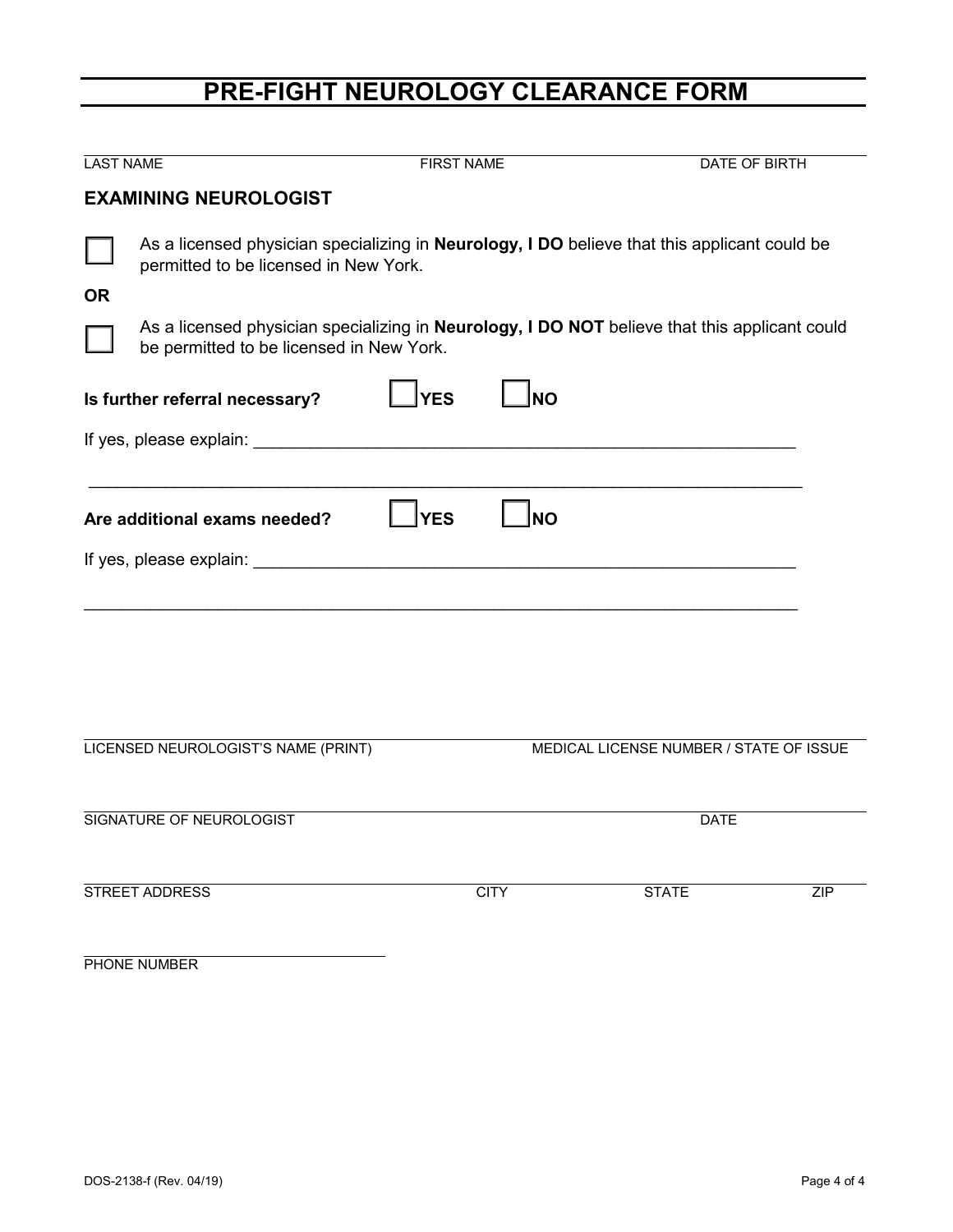# PRE-FIGHT NEUROLOGY CLEARANCE FORM

LAST NAME ________________ FIRST NAME ________________ DATE OF BIRTH ________________

## EXAMINING NEUROLOGIST

☐ As a licensed physician specializing in **Neurology, I DO** believe that this applicant could be permitted to be licensed in New York.

**OR**

☐ As a licensed physician specializing in **Neurology, I DO NOT** believe that this applicant could be permitted to be licensed in New York.

**Is further referral necessary?** ☐ **YES** ☐ **NO**

If yes, please explain: ____________________________________________________________

______________________________________________________________________________

**Are additional exams needed?** ☐ **YES** ☐ **NO**

If yes, please explain: ____________________________________________________________

______________________________________________________________________________

______________________________________________________________________________

LICENSED NEUROLOGIST'S NAME (PRINT) ________________ MEDICAL LICENSE NUMBER / STATE OF ISSUE ________________

SIGNATURE OF NEUROLOGIST ________________ DATE ________________

STREET ADDRESS ________________ CITY ________________ STATE ________________ ZIP ________________

PHONE NUMBER ________________

DOS-2138-f (Rev. 04/19)